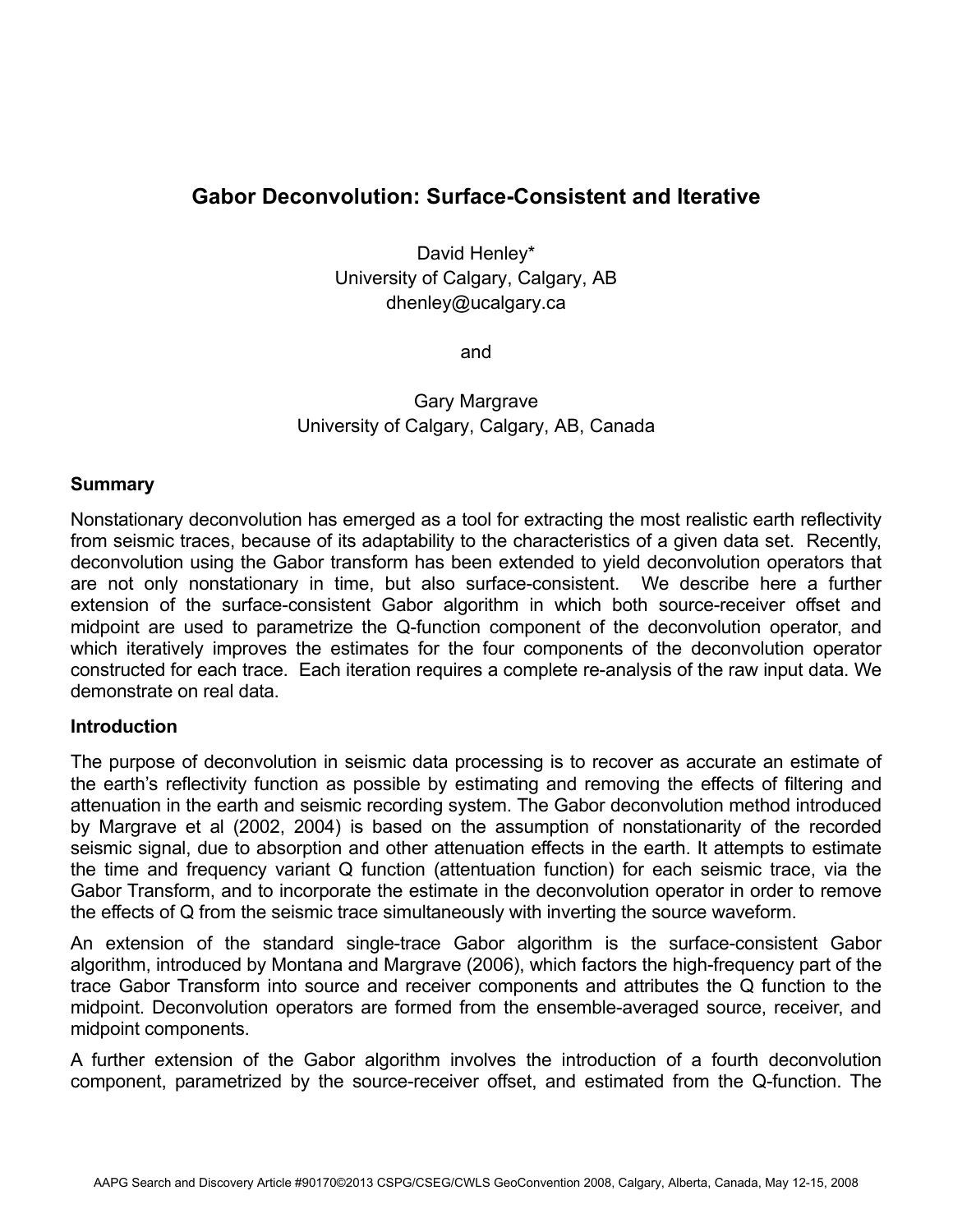# Gabor Deconvolution: Surface-Consistent and Iterative

David Henley*
University of Calgary, Calgary, AB
dhenley@ucalgary.ca

and

Gary Margrave
University of Calgary, Calgary, AB, Canada

## Summary

Nonstationary deconvolution has emerged as a tool for extracting the most realistic earth reflectivity from seismic traces, because of its adaptability to the characteristics of a given data set. Recently, deconvolution using the Gabor transform has been extended to yield deconvolution operators that are not only nonstationary in time, but also surface-consistent. We describe here a further extension of the surface-consistent Gabor algorithm in which both source-receiver offset and midpoint are used to parametrize the Q-function component of the deconvolution operator, and which iteratively improves the estimates for the four components of the deconvolution operator constructed for each trace. Each iteration requires a complete re-analysis of the raw input data. We demonstrate on real data.

## Introduction

The purpose of deconvolution in seismic data processing is to recover as accurate an estimate of the earth's reflectivity function as possible by estimating and removing the effects of filtering and attenuation in the earth and seismic recording system. The Gabor deconvolution method introduced by Margrave et al (2002, 2004) is based on the assumption of nonstationarity of the recorded seismic signal, due to absorption and other attenuation effects in the earth. It attempts to estimate the time and frequency variant Q function (attentuation function) for each seismic trace, via the Gabor Transform, and to incorporate the estimate in the deconvolution operator in order to remove the effects of Q from the seismic trace simultaneously with inverting the source waveform.

An extension of the standard single-trace Gabor algorithm is the surface-consistent Gabor algorithm, introduced by Montana and Margrave (2006), which factors the high-frequency part of the trace Gabor Transform into source and receiver components and attributes the Q function to the midpoint. Deconvolution operators are formed from the ensemble-averaged source, receiver, and midpoint components.

A further extension of the Gabor algorithm involves the introduction of a fourth deconvolution component, parametrized by the source-receiver offset, and estimated from the Q-function. The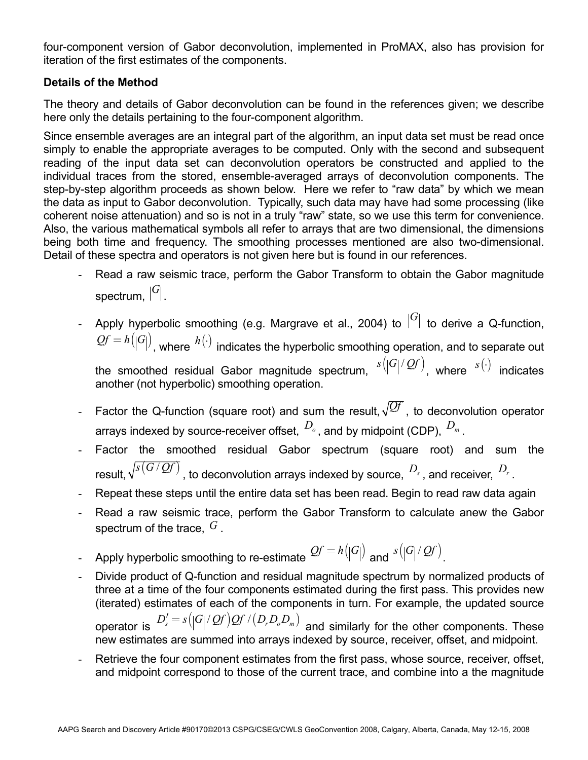four-component version of Gabor deconvolution, implemented in ProMAX, also has provision for iteration of the first estimates of the components.

**Details of the Method**

The theory and details of Gabor deconvolution can be found in the references given; we describe here only the details pertaining to the four-component algorithm.

Since ensemble averages are an integral part of the algorithm, an input data set must be read once simply to enable the appropriate averages to be computed. Only with the second and subsequent reading of the input data set can deconvolution operators be constructed and applied to the individual traces from the stored, ensemble-averaged arrays of deconvolution components. The step-by-step algorithm proceeds as shown below. Here we refer to "raw data" by which we mean the data as input to Gabor deconvolution. Typically, such data may have had some processing (like coherent noise attenuation) and so is not in a truly "raw" state, so we use this term for convenience. Also, the various mathematical symbols all refer to arrays that are two dimensional, the dimensions being both time and frequency. The smoothing processes mentioned are also two-dimensional. Detail of these spectra and operators is not given here but is found in our references.

- Read a raw seismic trace, perform the Gabor Transform to obtain the Gabor magnitude spectrum, $|G|$.
- Apply hyperbolic smoothing (e.g. Margrave et al., 2004) to $|G|$ to derive a Q-function, $Qf = h(|G|)$, where $h(\cdot)$ indicates the hyperbolic smoothing operation, and to separate out the smoothed residual Gabor magnitude spectrum, $s(|G|/Qf)$, where $s(\cdot)$ indicates another (not hyperbolic) smoothing operation.
- Factor the Q-function (square root) and sum the result, $\sqrt{Qf}$, to deconvolution operator arrays indexed by source-receiver offset, $D_o$, and by midpoint (CDP), $D_m$.
- Factor the smoothed residual Gabor spectrum (square root) and sum the result, $\sqrt{s(G/Qf)}$, to deconvolution arrays indexed by source, $D_s$, and receiver, $D_r$.
- Repeat these steps until the entire data set has been read. Begin to read raw data again
- Read a raw seismic trace, perform the Gabor Transform to calculate anew the Gabor spectrum of the trace, $G$.
- Apply hyperbolic smoothing to re-estimate $Qf = h(|G|)$ and $s(|G|/Qf)$.
- Divide product of Q-function and residual magnitude spectrum by normalized products of three at a time of the four components estimated during the first pass. This provides new (iterated) estimates of each of the components in turn. For example, the updated source operator is $D_s' = s(|G|/Qf)Qf/(D_r D_o D_m)$ and similarly for the other components. These new estimates are summed into arrays indexed by source, receiver, offset, and midpoint.
- Retrieve the four component estimates from the first pass, whose source, receiver, offset, and midpoint correspond to those of the current trace, and combine into a the magnitude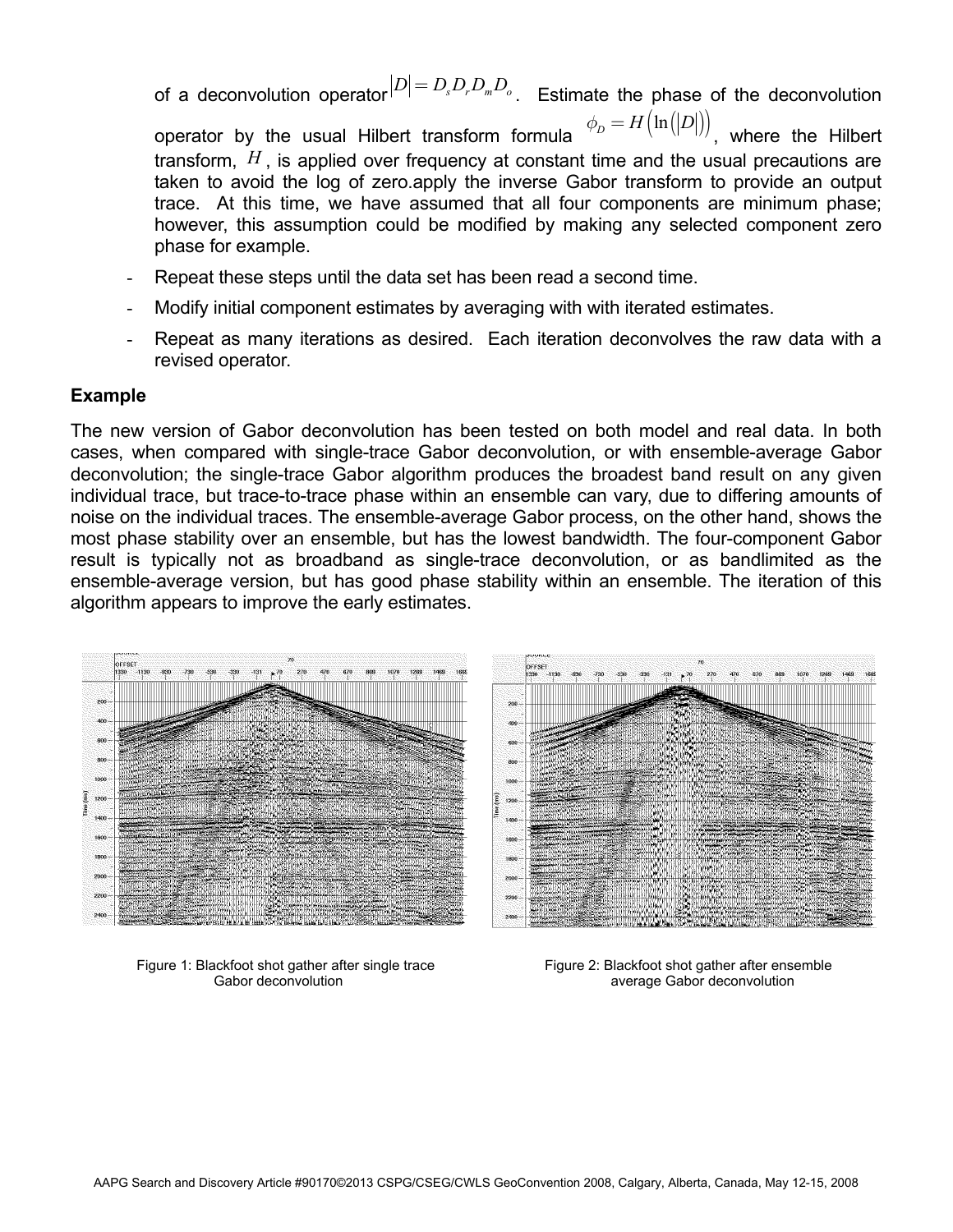of a deconvolution operator $|D| = D_s D_r D_m D_o$. Estimate the phase of the deconvolution operator by the usual Hilbert transform formula $\phi_D = H\left(\ln\left(|D|\right)\right)$, where the Hilbert transform, $H$, is applied over frequency at constant time and the usual precautions are taken to avoid the log of zero.apply the inverse Gabor transform to provide an output trace. At this time, we have assumed that all four components are minimum phase; however, this assumption could be modified by making any selected component zero phase for example.

- Repeat these steps until the data set has been read a second time.
- Modify initial component estimates by averaging with with iterated estimates.
- Repeat as many iterations as desired. Each iteration deconvolves the raw data with a revised operator.

**Example**

The new version of Gabor deconvolution has been tested on both model and real data. In both cases, when compared with single-trace Gabor deconvolution, or with ensemble-average Gabor deconvolution; the single-trace Gabor algorithm produces the broadest band result on any given individual trace, but trace-to-trace phase within an ensemble can vary, due to differing amounts of noise on the individual traces. The ensemble-average Gabor process, on the other hand, shows the most phase stability over an ensemble, but has the lowest bandwidth. The four-component Gabor result is typically not as broadband as single-trace deconvolution, or as bandlimited as the ensemble-average version, but has good phase stability within an ensemble. The iteration of this algorithm appears to improve the early estimates.

Figure 1: Blackfoot shot gather after single trace Gabor deconvolution

Figure 2: Blackfoot shot gather after ensemble average Gabor deconvolution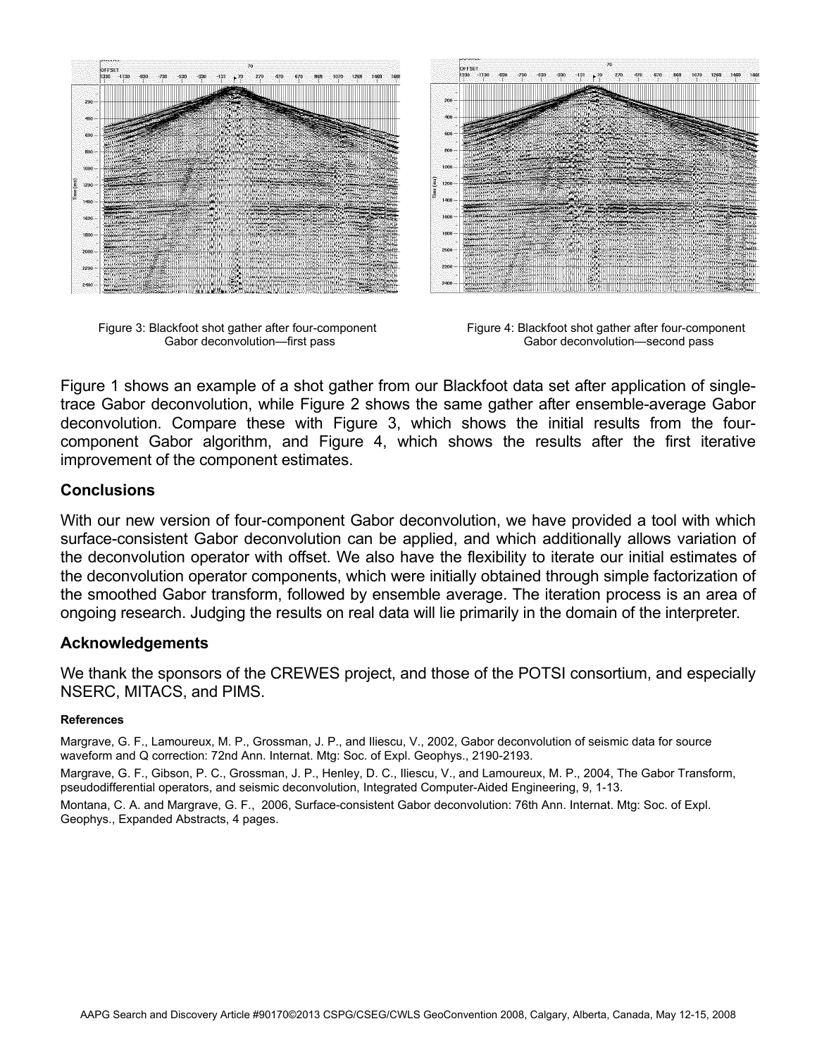Figure 3: Blackfoot shot gather after four-component Gabor deconvolution—first pass

Figure 4: Blackfoot shot gather after four-component Gabor deconvolution—second pass

Figure 1 shows an example of a shot gather from our Blackfoot data set after application of single-trace Gabor deconvolution, while Figure 2 shows the same gather after ensemble-average Gabor deconvolution. Compare these with Figure 3, which shows the initial results from the four-component Gabor algorithm, and Figure 4, which shows the results after the first iterative improvement of the component estimates.

## Conclusions

With our new version of four-component Gabor deconvolution, we have provided a tool with which surface-consistent Gabor deconvolution can be applied, and which additionally allows variation of the deconvolution operator with offset. We also have the flexibility to iterate our initial estimates of the deconvolution operator components, which were initially obtained through simple factorization of the smoothed Gabor transform, followed by ensemble average. The iteration process is an area of ongoing research. Judging the results on real data will lie primarily in the domain of the interpreter.

## Acknowledgements

We thank the sponsors of the CREWES project, and those of the POTSI consortium, and especially NSERC, MITACS, and PIMS.

#### References

Margrave, G. F., Lamoureux, M. P., Grossman, J. P., and Iliescu, V., 2002, Gabor deconvolution of seismic data for source waveform and Q correction: 72nd Ann. Internat. Mtg: Soc. of Expl. Geophys., 2190-2193.

Margrave, G. F., Gibson, P. C., Grossman, J. P., Henley, D. C., Iliescu, V., and Lamoureux, M. P., 2004, The Gabor Transform, pseudodifferential operators, and seismic deconvolution, Integrated Computer-Aided Engineering, 9, 1-13.

Montana, C. A. and Margrave, G. F., 2006, Surface-consistent Gabor deconvolution: 76th Ann. Internat. Mtg: Soc. of Expl. Geophys., Expanded Abstracts, 4 pages.